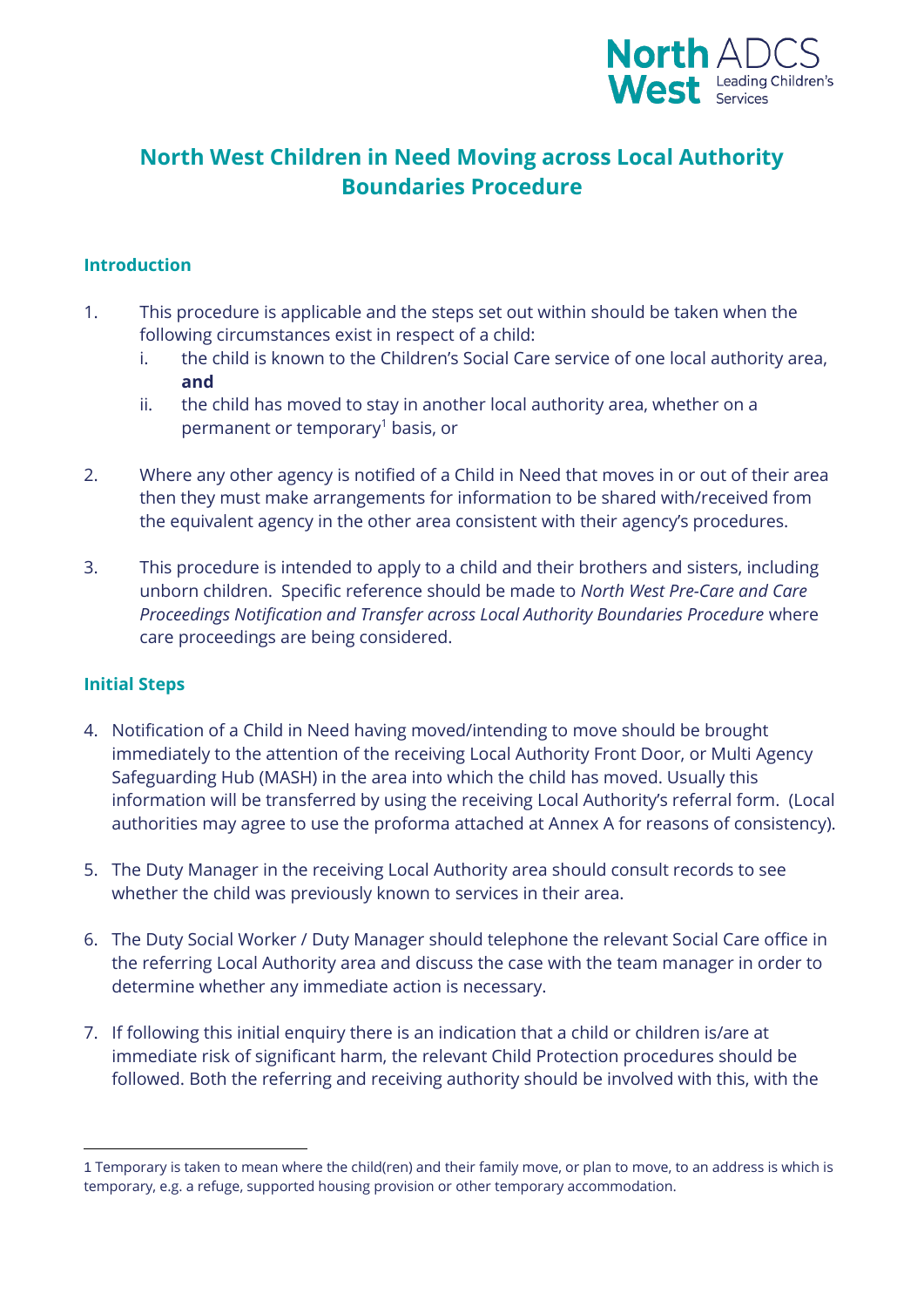# North West Children in Need Moving across Local Authority Boundaries Procedure

## Introduction

1. This procedure is applicable and the steps set out within should be taken when the following circumstances exist in respect of a child:
   i. the child is known to the Children's Social Care service of one local authority area, **and**
   ii. the child has moved to stay in another local authority area, whether on a permanent or temporary[1] basis, or

2. Where any other agency is notified of a Child in Need that moves in or out of their area then they must make arrangements for information to be shared with/received from the equivalent agency in the other area consistent with their agency's procedures.

3. This procedure is intended to apply to a child and their brothers and sisters, including unborn children. Specific reference should be made to *North West Pre-Care and Care Proceedings Notification and Transfer across Local Authority Boundaries Procedure* where care proceedings are being considered.

## Initial Steps

4. Notification of a Child in Need having moved/intending to move should be brought immediately to the attention of the receiving Local Authority Front Door, or Multi Agency Safeguarding Hub (MASH) in the area into which the child has moved. Usually this information will be transferred by using the receiving Local Authority's referral form. (Local authorities may agree to use the proforma attached at Annex A for reasons of consistency).

5. The Duty Manager in the receiving Local Authority area should consult records to see whether the child was previously known to services in their area.

6. The Duty Social Worker / Duty Manager should telephone the relevant Social Care office in the referring Local Authority area and discuss the case with the team manager in order to determine whether any immediate action is necessary.

7. If following this initial enquiry there is an indication that a child or children is/are at immediate risk of significant harm, the relevant Child Protection procedures should be followed. Both the referring and receiving authority should be involved with this, with the

---

1 Temporary is taken to mean where the child(ren) and their family move, or plan to move, to an address is which is temporary, e.g. a refuge, supported housing provision or other temporary accommodation.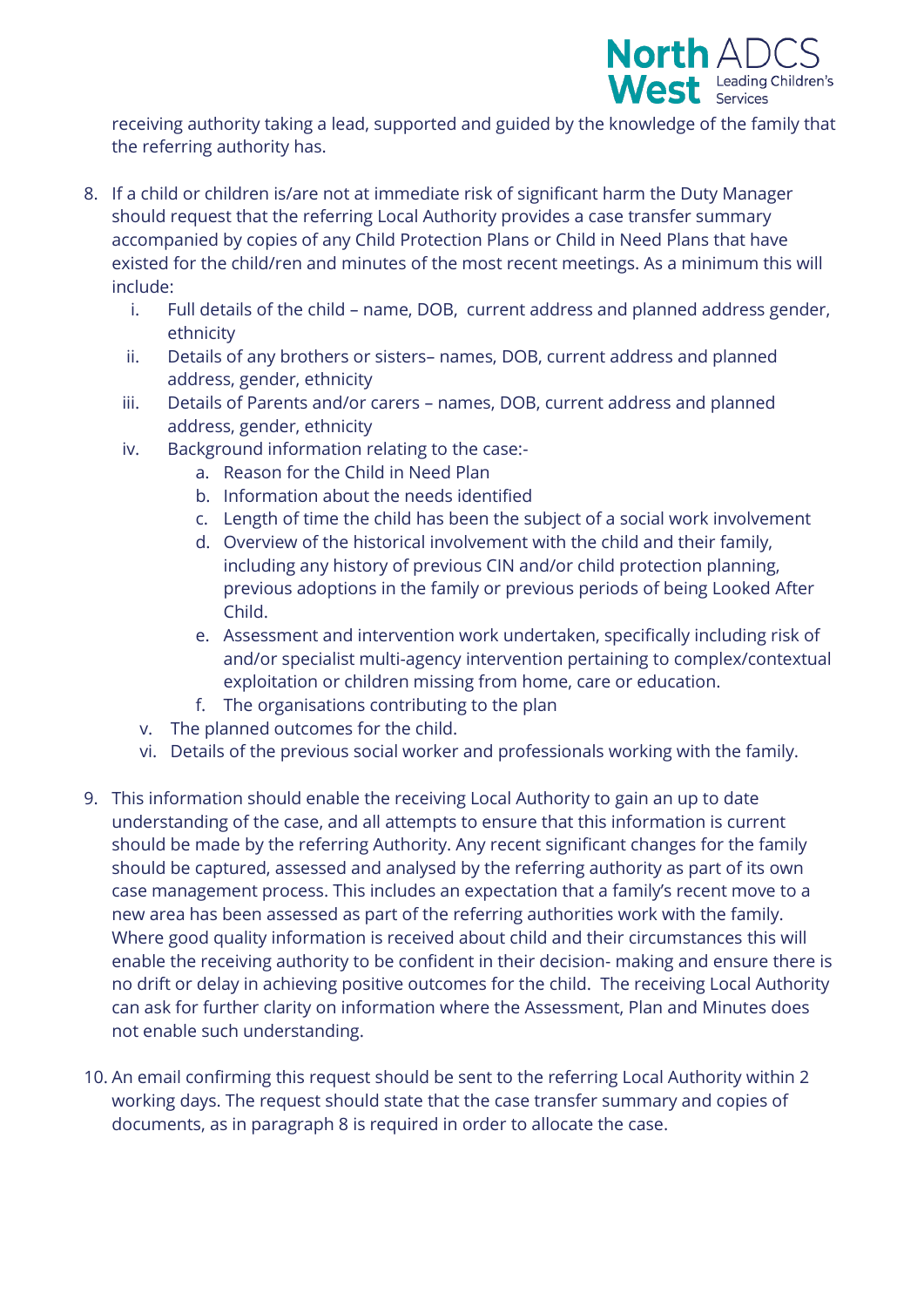receiving authority taking a lead, supported and guided by the knowledge of the family that the referring authority has.

8. If a child or children is/are not at immediate risk of significant harm the Duty Manager should request that the referring Local Authority provides a case transfer summary accompanied by copies of any Child Protection Plans or Child in Need Plans that have existed for the child/ren and minutes of the most recent meetings. As a minimum this will include:
   i. Full details of the child – name, DOB, current address and planned address gender, ethnicity
   ii. Details of any brothers or sisters– names, DOB, current address and planned address, gender, ethnicity
   iii. Details of Parents and/or carers – names, DOB, current address and planned address, gender, ethnicity
   iv. Background information relating to the case:-
      a. Reason for the Child in Need Plan
      b. Information about the needs identified
      c. Length of time the child has been the subject of a social work involvement
      d. Overview of the historical involvement with the child and their family, including any history of previous CIN and/or child protection planning, previous adoptions in the family or previous periods of being Looked After Child.
      e. Assessment and intervention work undertaken, specifically including risk of and/or specialist multi-agency intervention pertaining to complex/contextual exploitation or children missing from home, care or education.
      f. The organisations contributing to the plan
   v. The planned outcomes for the child.
   vi. Details of the previous social worker and professionals working with the family.

9. This information should enable the receiving Local Authority to gain an up to date understanding of the case, and all attempts to ensure that this information is current should be made by the referring Authority. Any recent significant changes for the family should be captured, assessed and analysed by the referring authority as part of its own case management process. This includes an expectation that a family's recent move to a new area has been assessed as part of the referring authorities work with the family. Where good quality information is received about child and their circumstances this will enable the receiving authority to be confident in their decision- making and ensure there is no drift or delay in achieving positive outcomes for the child. The receiving Local Authority can ask for further clarity on information where the Assessment, Plan and Minutes does not enable such understanding.

10. An email confirming this request should be sent to the referring Local Authority within 2 working days. The request should state that the case transfer summary and copies of documents, as in paragraph 8 is required in order to allocate the case.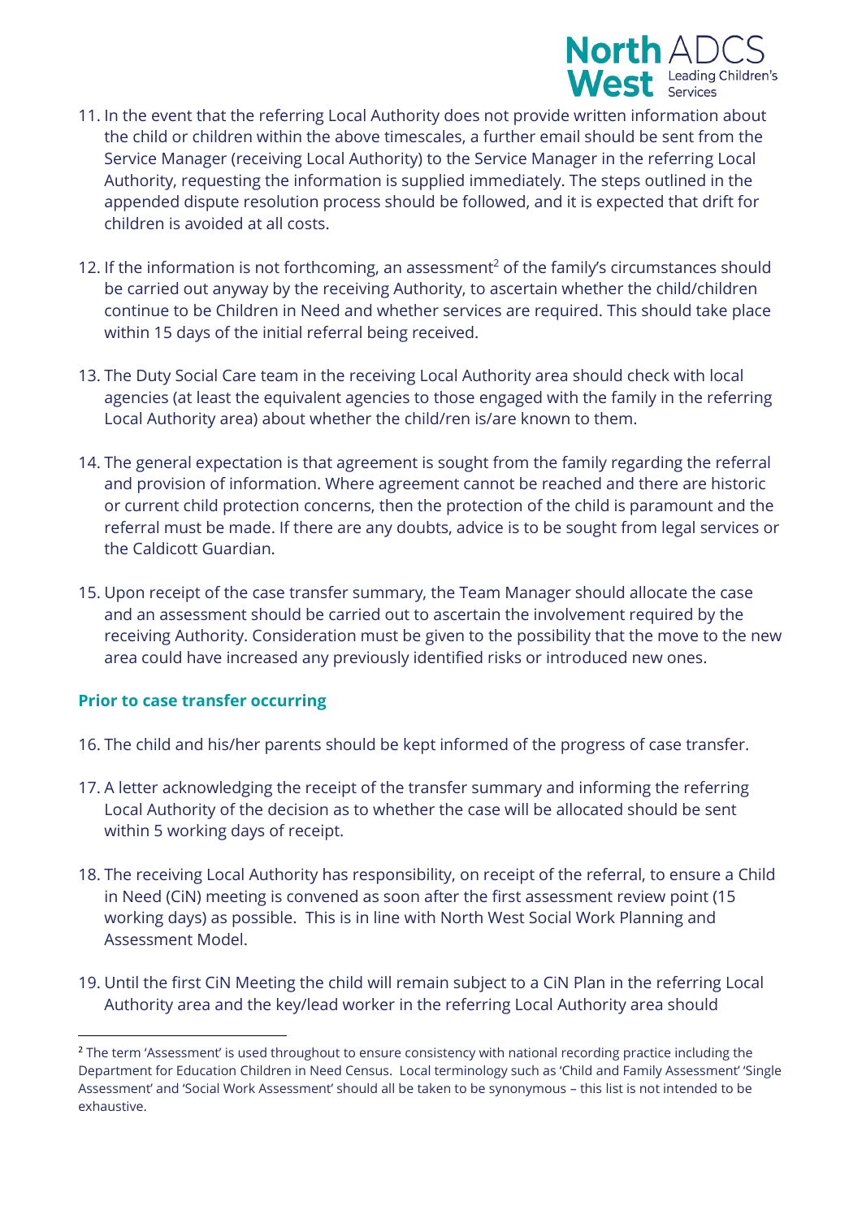11. In the event that the referring Local Authority does not provide written information about the child or children within the above timescales, a further email should be sent from the Service Manager (receiving Local Authority) to the Service Manager in the referring Local Authority, requesting the information is supplied immediately. The steps outlined in the appended dispute resolution process should be followed, and it is expected that drift for children is avoided at all costs.

12. If the information is not forthcoming, an assessment[2] of the family's circumstances should be carried out anyway by the receiving Authority, to ascertain whether the child/children continue to be Children in Need and whether services are required. This should take place within 15 days of the initial referral being received.

13. The Duty Social Care team in the receiving Local Authority area should check with local agencies (at least the equivalent agencies to those engaged with the family in the referring Local Authority area) about whether the child/ren is/are known to them.

14. The general expectation is that agreement is sought from the family regarding the referral and provision of information. Where agreement cannot be reached and there are historic or current child protection concerns, then the protection of the child is paramount and the referral must be made. If there are any doubts, advice is to be sought from legal services or the Caldicott Guardian.

15. Upon receipt of the case transfer summary, the Team Manager should allocate the case and an assessment should be carried out to ascertain the involvement required by the receiving Authority. Consideration must be given to the possibility that the move to the new area could have increased any previously identified risks or introduced new ones.

### Prior to case transfer occurring

16. The child and his/her parents should be kept informed of the progress of case transfer.

17. A letter acknowledging the receipt of the transfer summary and informing the referring Local Authority of the decision as to whether the case will be allocated should be sent within 5 working days of receipt.

18. The receiving Local Authority has responsibility, on receipt of the referral, to ensure a Child in Need (CiN) meeting is convened as soon after the first assessment review point (15 working days) as possible. This is in line with North West Social Work Planning and Assessment Model.

19. Until the first CiN Meeting the child will remain subject to a CiN Plan in the referring Local Authority area and the key/lead worker in the referring Local Authority area should

[2] The term 'Assessment' is used throughout to ensure consistency with national recording practice including the Department for Education Children in Need Census. Local terminology such as 'Child and Family Assessment' 'Single Assessment' and 'Social Work Assessment' should all be taken to be synonymous – this list is not intended to be exhaustive.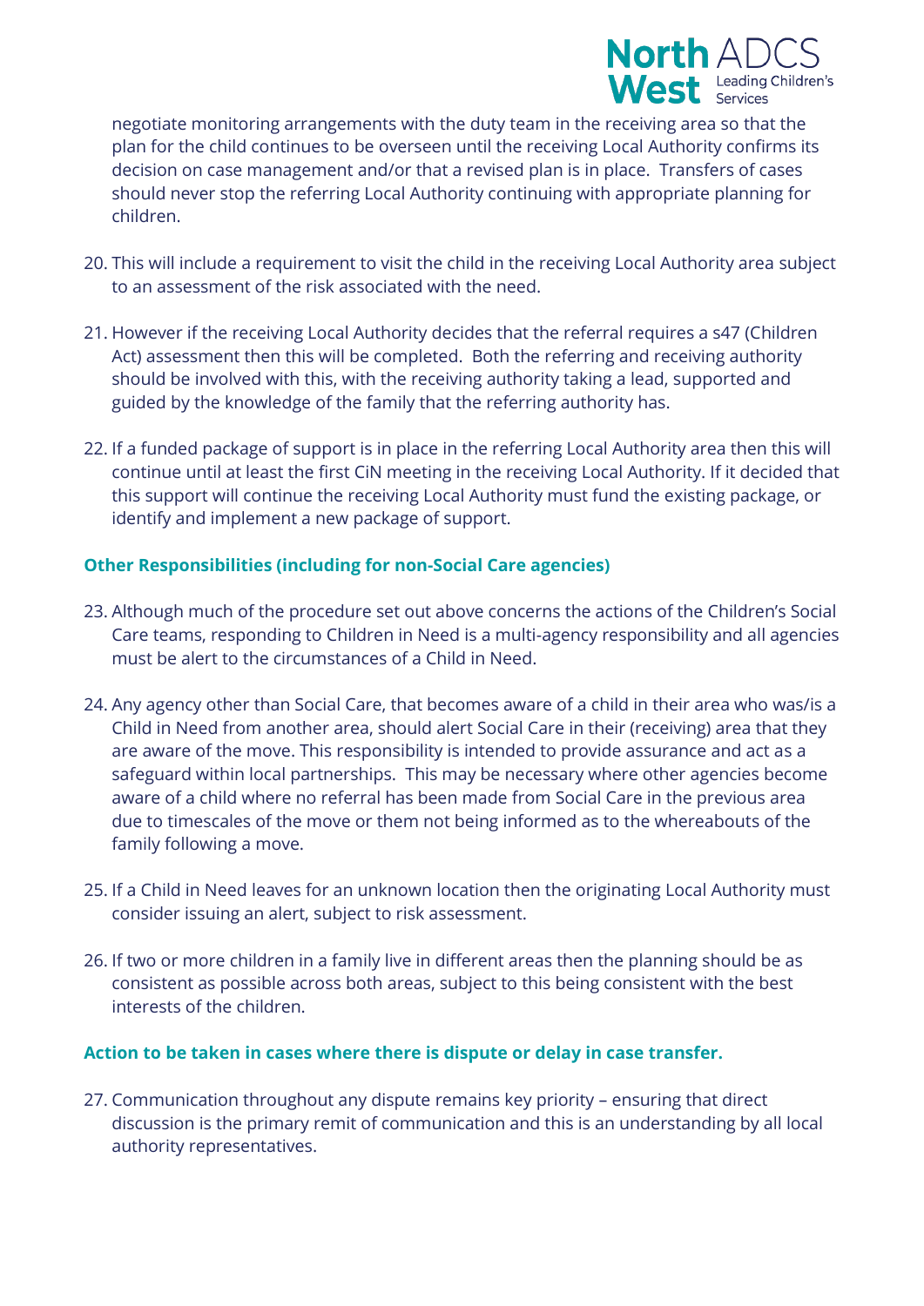negotiate monitoring arrangements with the duty team in the receiving area so that the plan for the child continues to be overseen until the receiving Local Authority confirms its decision on case management and/or that a revised plan is in place. Transfers of cases should never stop the referring Local Authority continuing with appropriate planning for children.

20. This will include a requirement to visit the child in the receiving Local Authority area subject to an assessment of the risk associated with the need.

21. However if the receiving Local Authority decides that the referral requires a s47 (Children Act) assessment then this will be completed. Both the referring and receiving authority should be involved with this, with the receiving authority taking a lead, supported and guided by the knowledge of the family that the referring authority has.

22. If a funded package of support is in place in the referring Local Authority area then this will continue until at least the first CiN meeting in the receiving Local Authority. If it decided that this support will continue the receiving Local Authority must fund the existing package, or identify and implement a new package of support.

### Other Responsibilities (including for non-Social Care agencies)

23. Although much of the procedure set out above concerns the actions of the Children's Social Care teams, responding to Children in Need is a multi-agency responsibility and all agencies must be alert to the circumstances of a Child in Need.

24. Any agency other than Social Care, that becomes aware of a child in their area who was/is a Child in Need from another area, should alert Social Care in their (receiving) area that they are aware of the move. This responsibility is intended to provide assurance and act as a safeguard within local partnerships. This may be necessary where other agencies become aware of a child where no referral has been made from Social Care in the previous area due to timescales of the move or them not being informed as to the whereabouts of the family following a move.

25. If a Child in Need leaves for an unknown location then the originating Local Authority must consider issuing an alert, subject to risk assessment.

26. If two or more children in a family live in different areas then the planning should be as consistent as possible across both areas, subject to this being consistent with the best interests of the children.

### Action to be taken in cases where there is dispute or delay in case transfer.

27. Communication throughout any dispute remains key priority – ensuring that direct discussion is the primary remit of communication and this is an understanding by all local authority representatives.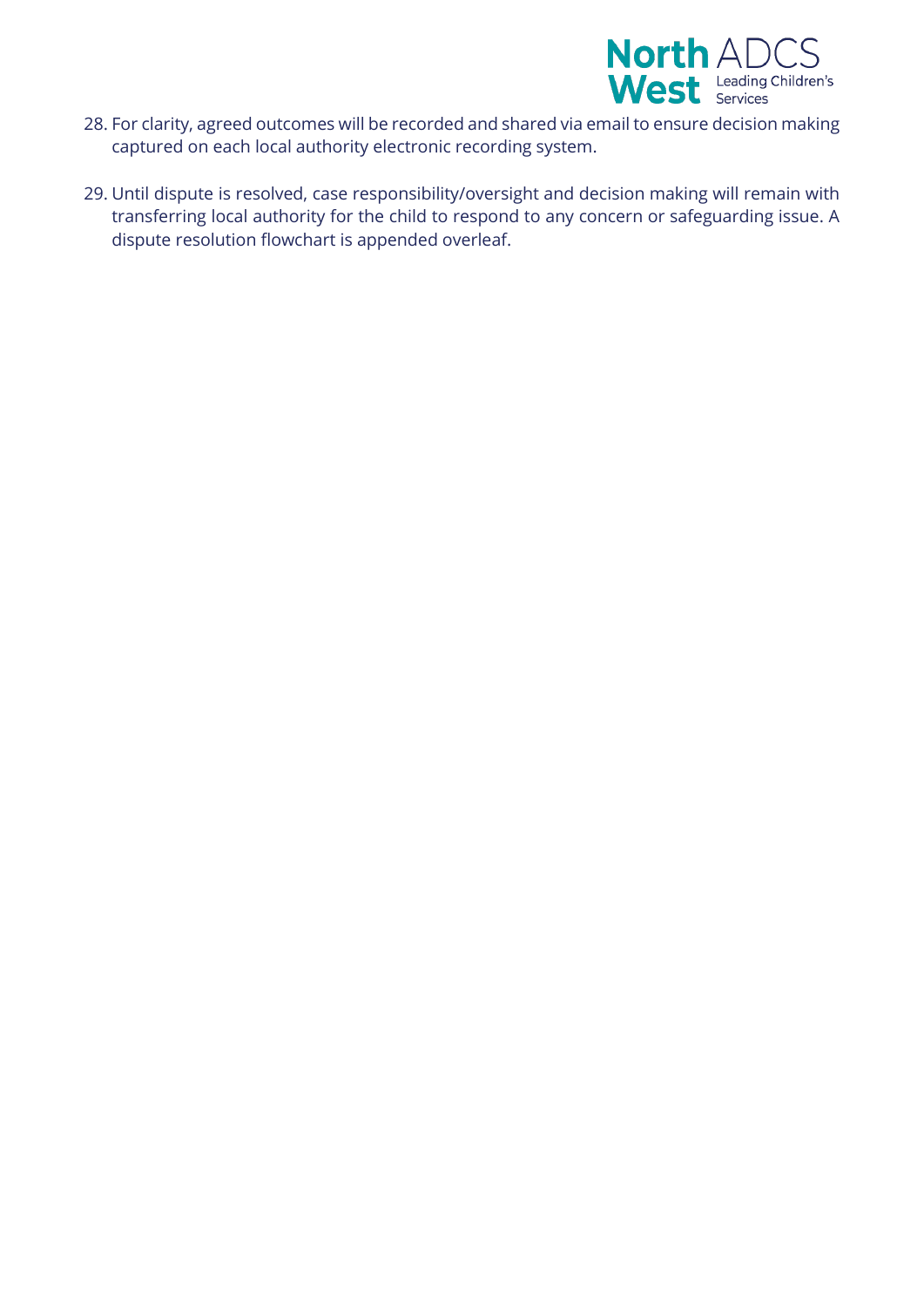28. For clarity, agreed outcomes will be recorded and shared via email to ensure decision making captured on each local authority electronic recording system.

29. Until dispute is resolved, case responsibility/oversight and decision making will remain with transferring local authority for the child to respond to any concern or safeguarding issue. A dispute resolution flowchart is appended overleaf.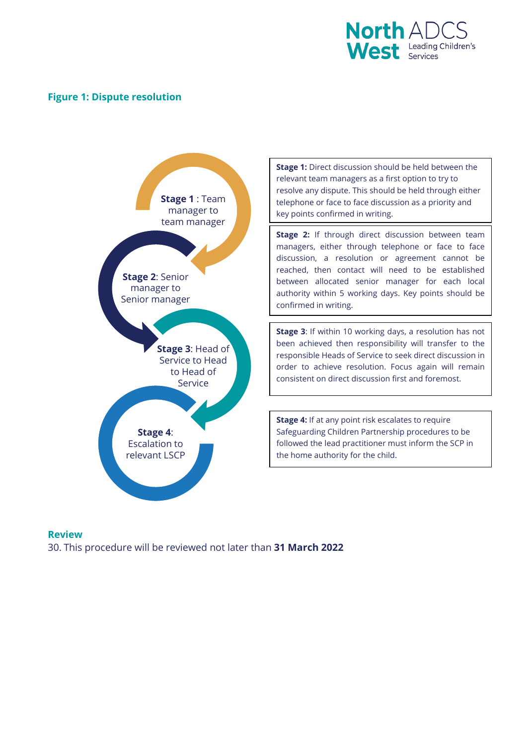**Figure 1: Dispute resolution**

**Stage 1** : Team manager to team manager

**Stage 2**: Senior manager to Senior manager

**Stage 3**: Head of Service to Head to Head of Service

**Stage 4**: Escalation to relevant LSCP

**Stage 1:** Direct discussion should be held between the relevant team managers as a first option to try to resolve any dispute. This should be held through either telephone or face to face discussion as a priority and key points confirmed in writing.

**Stage 2:** If through direct discussion between team managers, either through telephone or face to face discussion, a resolution or agreement cannot be reached, then contact will need to be established between allocated senior manager for each local authority within 5 working days. Key points should be confirmed in writing.

**Stage 3**: If within 10 working days, a resolution has not been achieved then responsibility will transfer to the responsible Heads of Service to seek direct discussion in order to achieve resolution. Focus again will remain consistent on direct discussion first and foremost.

**Stage 4:** If at any point risk escalates to require Safeguarding Children Partnership procedures to be followed the lead practitioner must inform the SCP in the home authority for the child.

## Review

30. This procedure will be reviewed not later than **31 March 2022**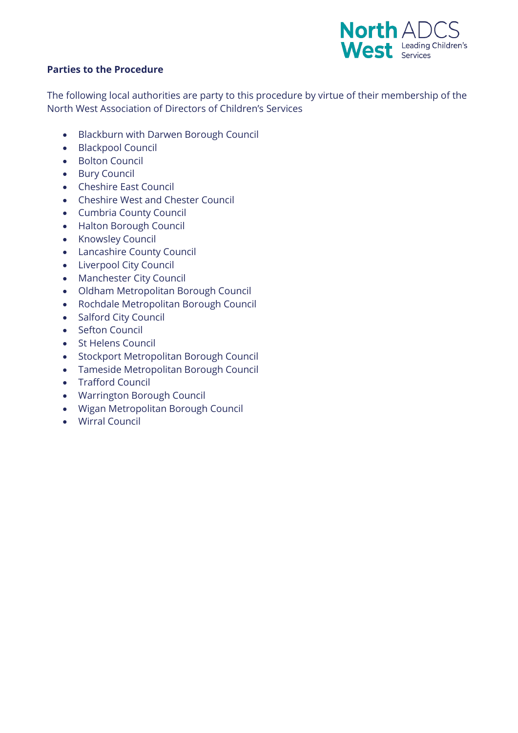**Parties to the Procedure**

The following local authorities are party to this procedure by virtue of their membership of the North West Association of Directors of Children's Services

- Blackburn with Darwen Borough Council
- Blackpool Council
- Bolton Council
- Bury Council
- Cheshire East Council
- Cheshire West and Chester Council
- Cumbria County Council
- Halton Borough Council
- Knowsley Council
- Lancashire County Council
- Liverpool City Council
- Manchester City Council
- Oldham Metropolitan Borough Council
- Rochdale Metropolitan Borough Council
- Salford City Council
- Sefton Council
- St Helens Council
- Stockport Metropolitan Borough Council
- Tameside Metropolitan Borough Council
- Trafford Council
- Warrington Borough Council
- Wigan Metropolitan Borough Council
- Wirral Council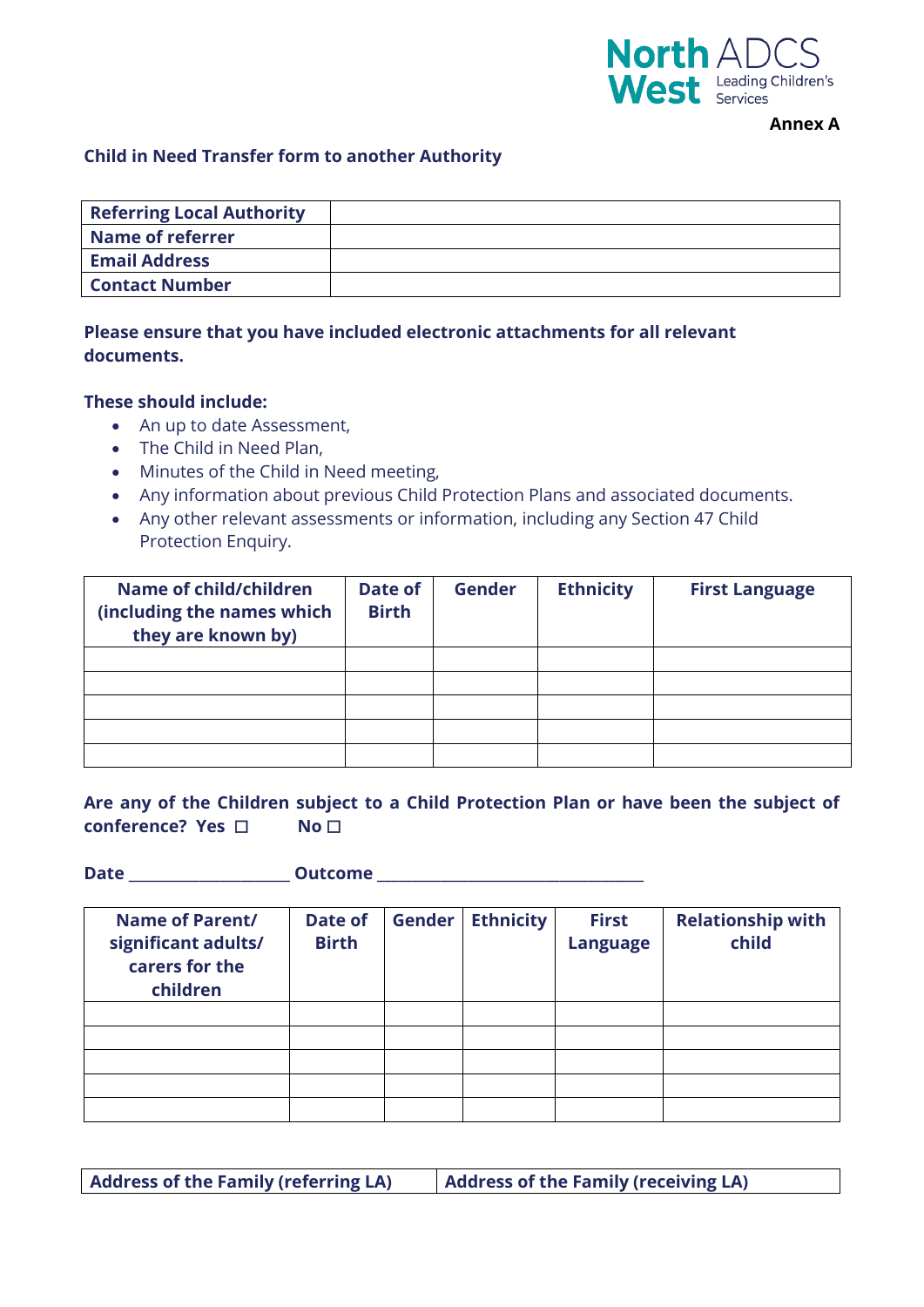North West ADCS Leading Children's Services

**Annex A**

**Child in Need Transfer form to another Authority**

| **Referring Local Authority** | |
|---|---|
| **Name of referrer** | |
| **Email Address** | |
| **Contact Number** | |

**Please ensure that you have included electronic attachments for all relevant documents.**

**These should include:**

- An up to date Assessment,
- The Child in Need Plan,
- Minutes of the Child in Need meeting,
- Any information about previous Child Protection Plans and associated documents.
- Any other relevant assessments or information, including any Section 47 Child Protection Enquiry.

| **Name of child/children (including the names which they are known by)** | **Date of Birth** | **Gender** | **Ethnicity** | **First Language** |
|---|---|---|---|---|
| | | | | |
| | | | | |
| | | | | |
| | | | | |
| | | | | |

**Are any of the Children subject to a Child Protection Plan or have been the subject of conference? Yes ☐ No ☐**

**Date** ____________________ **Outcome** __________________________________

| **Name of Parent/ significant adults/ carers for the children** | **Date of Birth** | **Gender** | **Ethnicity** | **First Language** | **Relationship with child** |
|---|---|---|---|---|---|
| | | | | | |
| | | | | | |
| | | | | | |
| | | | | | |
| | | | | | |

| **Address of the Family (referring LA)** | **Address of the Family (receiving LA)** |
|---|---|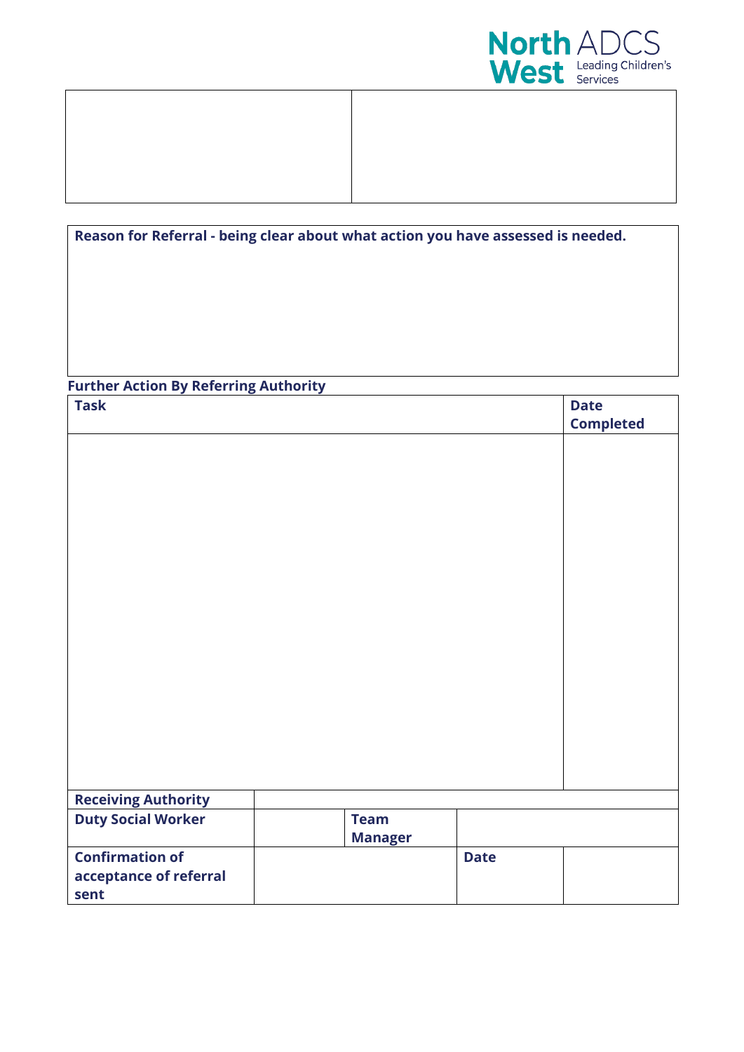| | |
|---|---|
| | |

| Reason for Referral - being clear about what action you have assessed is needed. |
|---|
| |

**Further Action By Referring Authority**

| Task | | | | Date Completed |
|---|---|---|---|---|
| | | | | |
| **Receiving Authority** | | | | |
| **Duty Social Worker** | | **Team Manager** | | |
| **Confirmation of acceptance of referral sent** | | | **Date** | |